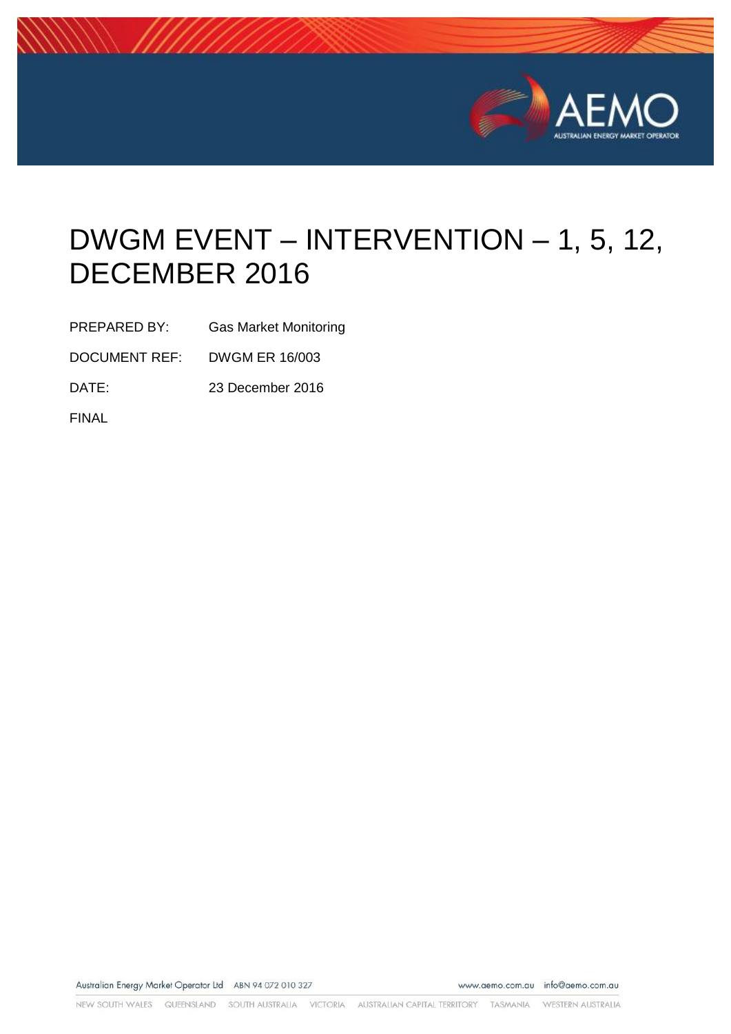# DWGM EVENT – INTERVENTION – 1, 5, 12, DECEMBER 2016

PREPARED BY: Gas Market Monitoring

DOCUMENT REF: DWGM ER 16/003

DATE: 23 December 2016

FINAL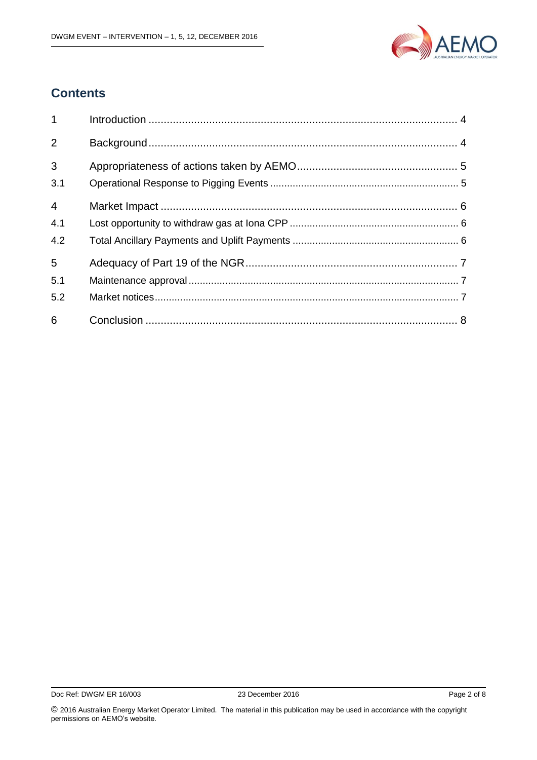## Contents

| | | |
|---|---|---|
| 1 | Introduction | 4 |
| 2 | Background | 4 |
| 3 | Appropriateness of actions taken by AEMO | 5 |
| 3.1 | Operational Response to Pigging Events | 5 |
| 4 | Market Impact | 6 |
| 4.1 | Lost opportunity to withdraw gas at Iona CPP | 6 |
| 4.2 | Total Ancillary Payments and Uplift Payments | 6 |
| 5 | Adequacy of Part 19 of the NGR | 7 |
| 5.1 | Maintenance approval | 7 |
| 5.2 | Market notices | 7 |
| 6 | Conclusion | 8 |

Doc Ref: DWGM ER 16/003 23 December 2016

© 2016 Australian Energy Market Operator Limited. The material in this publication may be used in accordance with the copyright permissions on AEMO's website.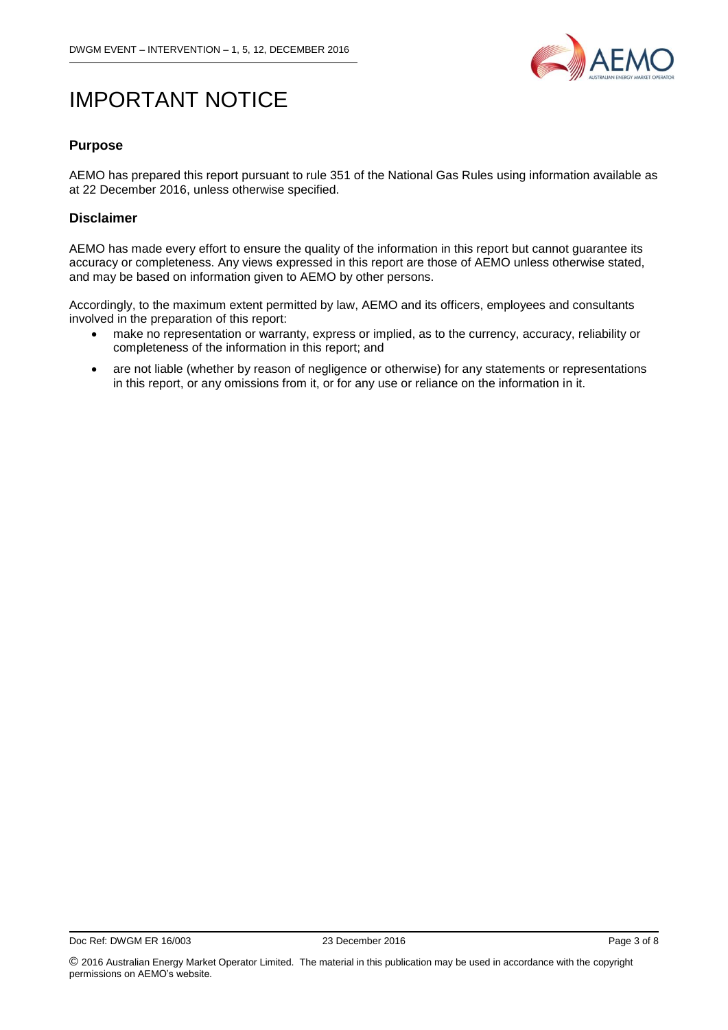# IMPORTANT NOTICE

## Purpose

AEMO has prepared this report pursuant to rule 351 of the National Gas Rules using information available as at 22 December 2016, unless otherwise specified.

## Disclaimer

AEMO has made every effort to ensure the quality of the information in this report but cannot guarantee its accuracy or completeness. Any views expressed in this report are those of AEMO unless otherwise stated, and may be based on information given to AEMO by other persons.

Accordingly, to the maximum extent permitted by law, AEMO and its officers, employees and consultants involved in the preparation of this report:

- make no representation or warranty, express or implied, as to the currency, accuracy, reliability or completeness of the information in this report; and
- are not liable (whether by reason of negligence or otherwise) for any statements or representations in this report, or any omissions from it, or for any use or reliance on the information in it.

© 2016 Australian Energy Market Operator Limited. The material in this publication may be used in accordance with the copyright permissions on AEMO's website.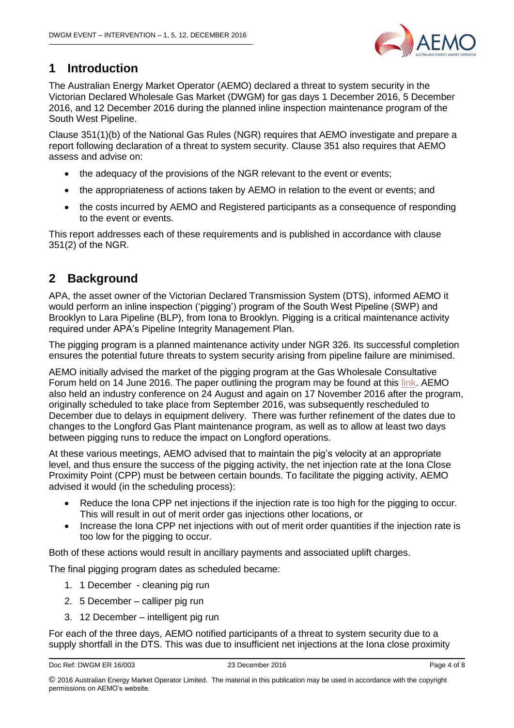# 1 Introduction

The Australian Energy Market Operator (AEMO) declared a threat to system security in the Victorian Declared Wholesale Gas Market (DWGM) for gas days 1 December 2016, 5 December 2016, and 12 December 2016 during the planned inline inspection maintenance program of the South West Pipeline.

Clause 351(1)(b) of the National Gas Rules (NGR) requires that AEMO investigate and prepare a report following declaration of a threat to system security. Clause 351 also requires that AEMO assess and advise on:

- the adequacy of the provisions of the NGR relevant to the event or events;
- the appropriateness of actions taken by AEMO in relation to the event or events; and
- the costs incurred by AEMO and Registered participants as a consequence of responding to the event or events.

This report addresses each of these requirements and is published in accordance with clause 351(2) of the NGR.

# 2 Background

APA, the asset owner of the Victorian Declared Transmission System (DTS), informed AEMO it would perform an inline inspection ('pigging') program of the South West Pipeline (SWP) and Brooklyn to Lara Pipeline (BLP), from Iona to Brooklyn. Pigging is a critical maintenance activity required under APA's Pipeline Integrity Management Plan.

The pigging program is a planned maintenance activity under NGR 326. Its successful completion ensures the potential future threats to system security arising from pipeline failure are minimised.

AEMO initially advised the market of the pigging program at the Gas Wholesale Consultative Forum held on 14 June 2016. The paper outlining the program may be found at this link. AEMO also held an industry conference on 24 August and again on 17 November 2016 after the program, originally scheduled to take place from September 2016, was subsequently rescheduled to December due to delays in equipment delivery. There was further refinement of the dates due to changes to the Longford Gas Plant maintenance program, as well as to allow at least two days between pigging runs to reduce the impact on Longford operations.

At these various meetings, AEMO advised that to maintain the pig's velocity at an appropriate level, and thus ensure the success of the pigging activity, the net injection rate at the Iona Close Proximity Point (CPP) must be between certain bounds. To facilitate the pigging activity, AEMO advised it would (in the scheduling process):

- Reduce the Iona CPP net injections if the injection rate is too high for the pigging to occur. This will result in out of merit order gas injections other locations, or
- Increase the Iona CPP net injections with out of merit order quantities if the injection rate is too low for the pigging to occur.

Both of these actions would result in ancillary payments and associated uplift charges.

The final pigging program dates as scheduled became:

1. 1 December - cleaning pig run
2. 5 December – calliper pig run
3. 12 December – intelligent pig run

For each of the three days, AEMO notified participants of a threat to system security due to a supply shortfall in the DTS. This was due to insufficient net injections at the Iona close proximity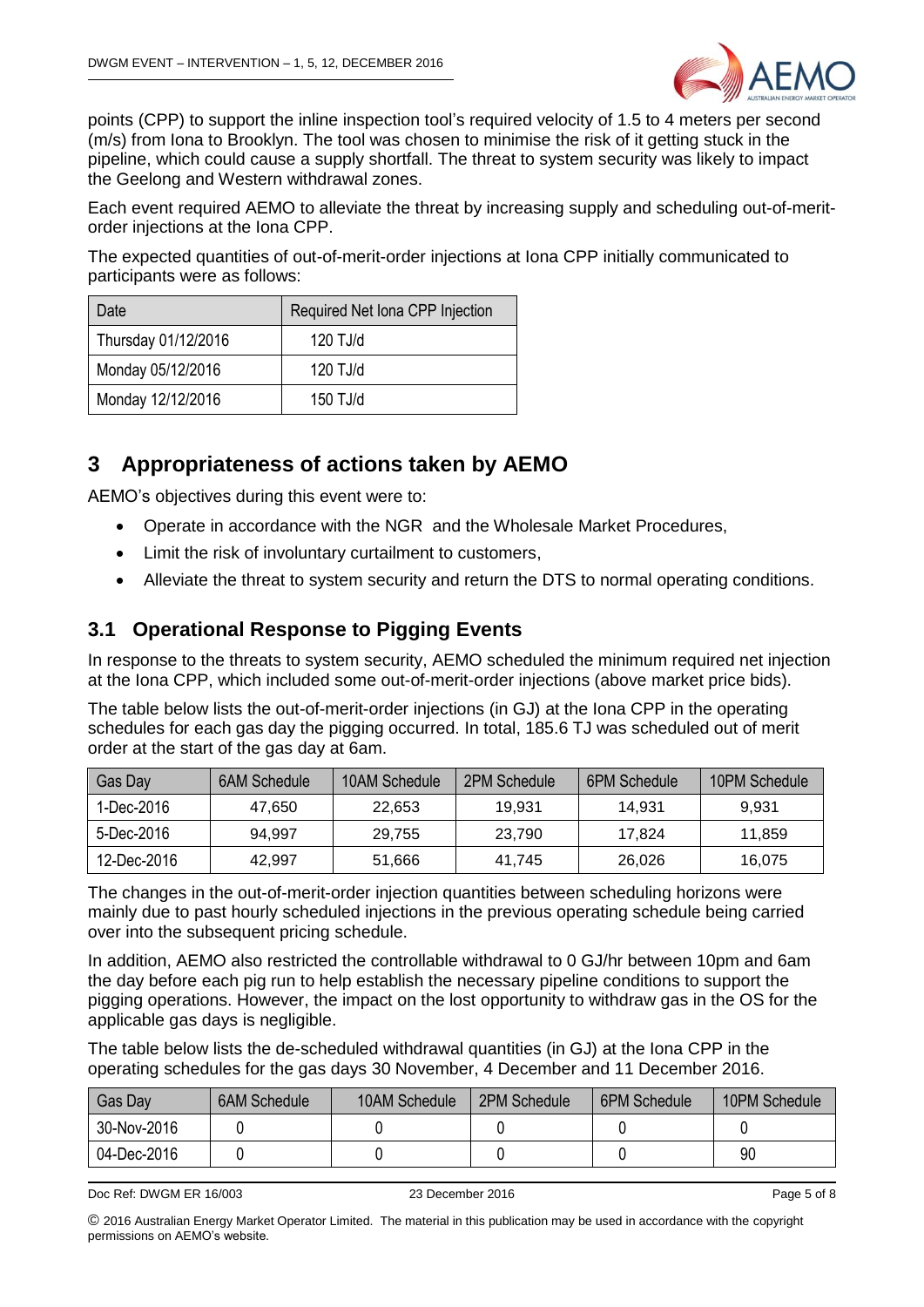points (CPP) to support the inline inspection tool's required velocity of 1.5 to 4 meters per second (m/s) from Iona to Brooklyn. The tool was chosen to minimise the risk of it getting stuck in the pipeline, which could cause a supply shortfall. The threat to system security was likely to impact the Geelong and Western withdrawal zones.

Each event required AEMO to alleviate the threat by increasing supply and scheduling out-of-merit-order injections at the Iona CPP.

The expected quantities of out-of-merit-order injections at Iona CPP initially communicated to participants were as follows:

| Date | Required Net Iona CPP Injection |
| --- | --- |
| Thursday 01/12/2016 | 120 TJ/d |
| Monday 05/12/2016 | 120 TJ/d |
| Monday 12/12/2016 | 150 TJ/d |

# 3 Appropriateness of actions taken by AEMO

AEMO's objectives during this event were to:

- Operate in accordance with the NGR and the Wholesale Market Procedures,
- Limit the risk of involuntary curtailment to customers,
- Alleviate the threat to system security and return the DTS to normal operating conditions.

## 3.1 Operational Response to Pigging Events

In response to the threats to system security, AEMO scheduled the minimum required net injection at the Iona CPP, which included some out-of-merit-order injections (above market price bids).

The table below lists the out-of-merit-order injections (in GJ) at the Iona CPP in the operating schedules for each gas day the pigging occurred. In total, 185.6 TJ was scheduled out of merit order at the start of the gas day at 6am.

| Gas Day | 6AM Schedule | 10AM Schedule | 2PM Schedule | 6PM Schedule | 10PM Schedule |
| --- | --- | --- | --- | --- | --- |
| 1-Dec-2016 | 47,650 | 22,653 | 19,931 | 14,931 | 9,931 |
| 5-Dec-2016 | 94,997 | 29,755 | 23,790 | 17,824 | 11,859 |
| 12-Dec-2016 | 42,997 | 51,666 | 41,745 | 26,026 | 16,075 |

The changes in the out-of-merit-order injection quantities between scheduling horizons were mainly due to past hourly scheduled injections in the previous operating schedule being carried over into the subsequent pricing schedule.

In addition, AEMO also restricted the controllable withdrawal to 0 GJ/hr between 10pm and 6am the day before each pig run to help establish the necessary pipeline conditions to support the pigging operations. However, the impact on the lost opportunity to withdraw gas in the OS for the applicable gas days is negligible.

The table below lists the de-scheduled withdrawal quantities (in GJ) at the Iona CPP in the operating schedules for the gas days 30 November, 4 December and 11 December 2016.

| Gas Day | 6AM Schedule | 10AM Schedule | 2PM Schedule | 6PM Schedule | 10PM Schedule |
| --- | --- | --- | --- | --- | --- |
| 30-Nov-2016 | 0 | 0 | 0 | 0 | 0 |
| 04-Dec-2016 | 0 | 0 | 0 | 0 | 90 |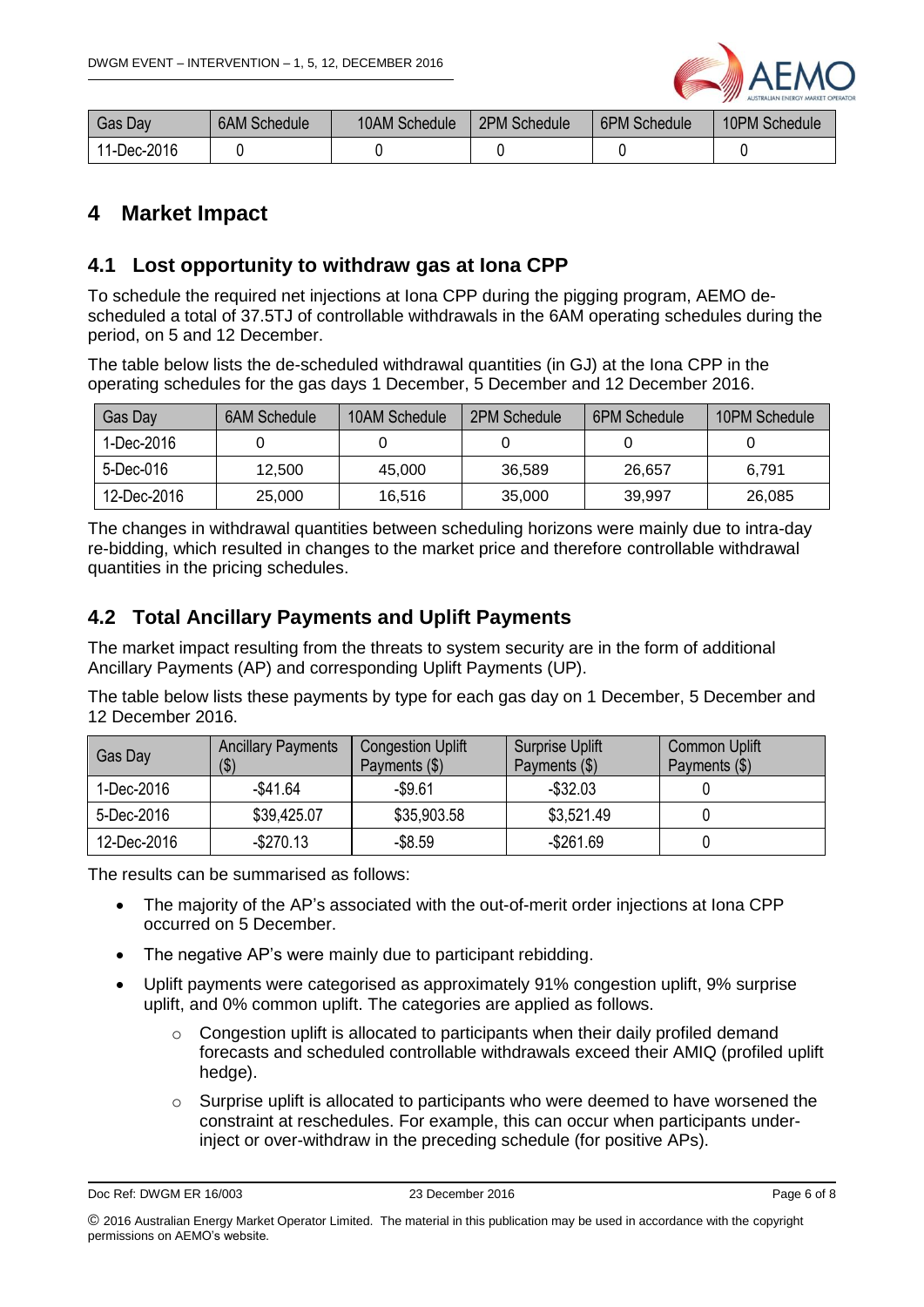| Gas Day | 6AM Schedule | 10AM Schedule | 2PM Schedule | 6PM Schedule | 10PM Schedule |
|---|---|---|---|---|---|
| 11-Dec-2016 | 0 | 0 | 0 | 0 | 0 |

# 4 Market Impact

## 4.1 Lost opportunity to withdraw gas at Iona CPP

To schedule the required net injections at Iona CPP during the pigging program, AEMO de-scheduled a total of 37.5TJ of controllable withdrawals in the 6AM operating schedules during the period, on 5 and 12 December.

The table below lists the de-scheduled withdrawal quantities (in GJ) at the Iona CPP in the operating schedules for the gas days 1 December, 5 December and 12 December 2016.

| Gas Day | 6AM Schedule | 10AM Schedule | 2PM Schedule | 6PM Schedule | 10PM Schedule |
|---|---|---|---|---|---|
| 1-Dec-2016 | 0 | 0 | 0 | 0 | 0 |
| 5-Dec-016 | 12,500 | 45,000 | 36,589 | 26,657 | 6,791 |
| 12-Dec-2016 | 25,000 | 16,516 | 35,000 | 39,997 | 26,085 |

The changes in withdrawal quantities between scheduling horizons were mainly due to intra-day re-bidding, which resulted in changes to the market price and therefore controllable withdrawal quantities in the pricing schedules.

## 4.2 Total Ancillary Payments and Uplift Payments

The market impact resulting from the threats to system security are in the form of additional Ancillary Payments (AP) and corresponding Uplift Payments (UP).

The table below lists these payments by type for each gas day on 1 December, 5 December and 12 December 2016.

| Gas Day | Ancillary Payments ($) | Congestion Uplift Payments ($) | Surprise Uplift Payments ($) | Common Uplift Payments ($) |
|---|---|---|---|---|
| 1-Dec-2016 | -$41.64 | -$9.61 | -$32.03 | 0 |
| 5-Dec-2016 | $39,425.07 | $35,903.58 | $3,521.49 | 0 |
| 12-Dec-2016 | -$270.13 | -$8.59 | -$261.69 | 0 |

The results can be summarised as follows:

- The majority of the AP's associated with the out-of-merit order injections at Iona CPP occurred on 5 December.
- The negative AP's were mainly due to participant rebidding.
- Uplift payments were categorised as approximately 91% congestion uplift, 9% surprise uplift, and 0% common uplift. The categories are applied as follows.
  - Congestion uplift is allocated to participants when their daily profiled demand forecasts and scheduled controllable withdrawals exceed their AMIQ (profiled uplift hedge).
  - Surprise uplift is allocated to participants who were deemed to have worsened the constraint at reschedules. For example, this can occur when participants under-inject or over-withdraw in the preceding schedule (for positive APs).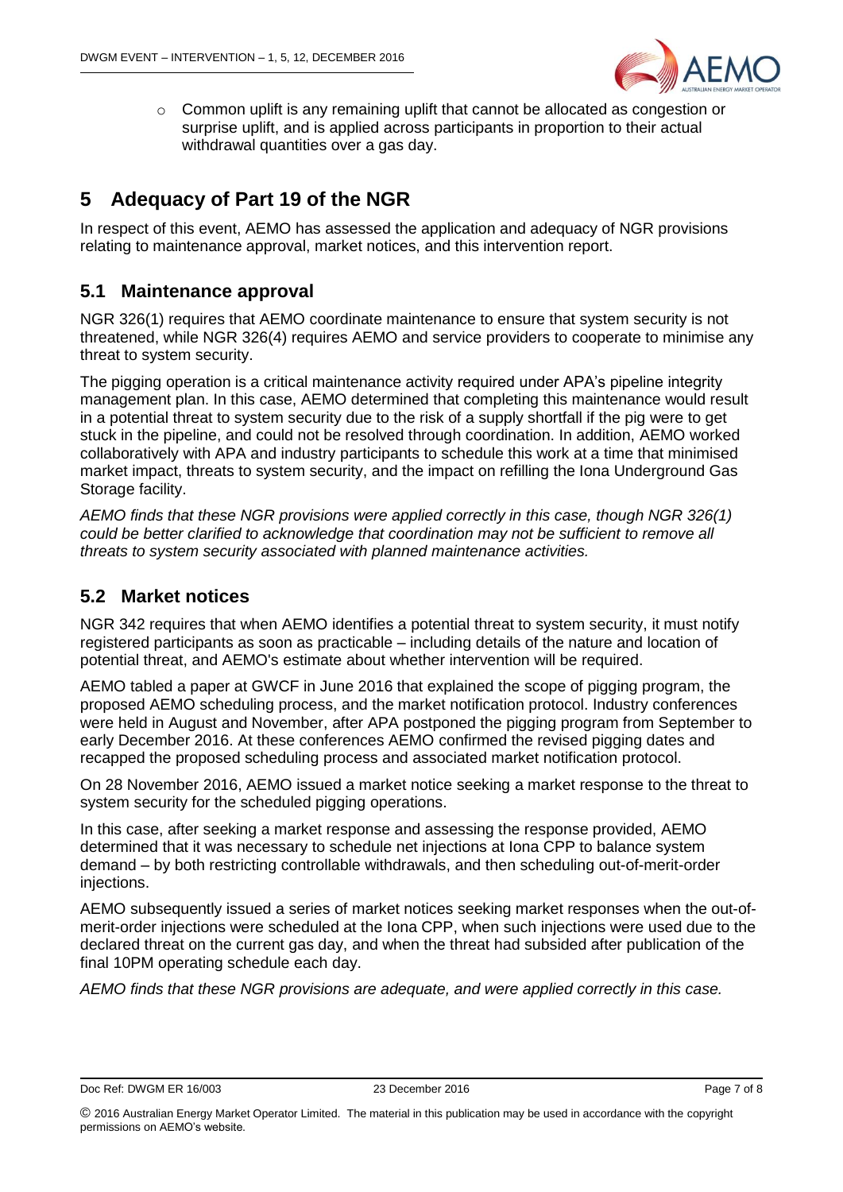- Common uplift is any remaining uplift that cannot be allocated as congestion or surprise uplift, and is applied across participants in proportion to their actual withdrawal quantities over a gas day.

# 5 Adequacy of Part 19 of the NGR

In respect of this event, AEMO has assessed the application and adequacy of NGR provisions relating to maintenance approval, market notices, and this intervention report.

## 5.1 Maintenance approval

NGR 326(1) requires that AEMO coordinate maintenance to ensure that system security is not threatened, while NGR 326(4) requires AEMO and service providers to cooperate to minimise any threat to system security.

The pigging operation is a critical maintenance activity required under APA's pipeline integrity management plan. In this case, AEMO determined that completing this maintenance would result in a potential threat to system security due to the risk of a supply shortfall if the pig were to get stuck in the pipeline, and could not be resolved through coordination. In addition, AEMO worked collaboratively with APA and industry participants to schedule this work at a time that minimised market impact, threats to system security, and the impact on refilling the Iona Underground Gas Storage facility.

*AEMO finds that these NGR provisions were applied correctly in this case, though NGR 326(1) could be better clarified to acknowledge that coordination may not be sufficient to remove all threats to system security associated with planned maintenance activities.*

## 5.2 Market notices

NGR 342 requires that when AEMO identifies a potential threat to system security, it must notify registered participants as soon as practicable – including details of the nature and location of potential threat, and AEMO's estimate about whether intervention will be required.

AEMO tabled a paper at GWCF in June 2016 that explained the scope of pigging program, the proposed AEMO scheduling process, and the market notification protocol. Industry conferences were held in August and November, after APA postponed the pigging program from September to early December 2016. At these conferences AEMO confirmed the revised pigging dates and recapped the proposed scheduling process and associated market notification protocol.

On 28 November 2016, AEMO issued a market notice seeking a market response to the threat to system security for the scheduled pigging operations.

In this case, after seeking a market response and assessing the response provided, AEMO determined that it was necessary to schedule net injections at Iona CPP to balance system demand – by both restricting controllable withdrawals, and then scheduling out-of-merit-order injections.

AEMO subsequently issued a series of market notices seeking market responses when the out-of-merit-order injections were scheduled at the Iona CPP, when such injections were used due to the declared threat on the current gas day, and when the threat had subsided after publication of the final 10PM operating schedule each day.

*AEMO finds that these NGR provisions are adequate, and were applied correctly in this case.*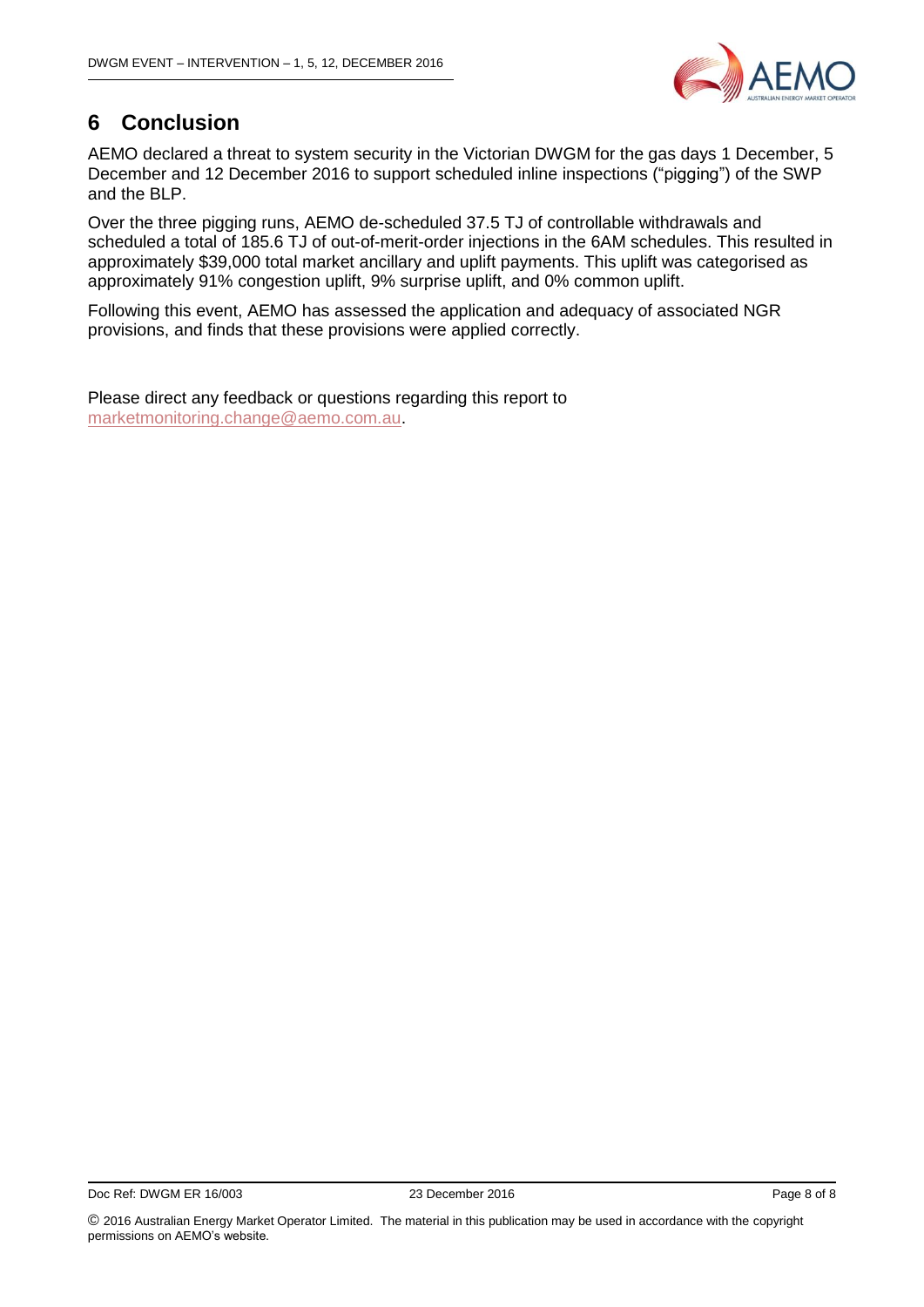## 6 Conclusion

AEMO declared a threat to system security in the Victorian DWGM for the gas days 1 December, 5 December and 12 December 2016 to support scheduled inline inspections ("pigging") of the SWP and the BLP.

Over the three pigging runs, AEMO de-scheduled 37.5 TJ of controllable withdrawals and scheduled a total of 185.6 TJ of out-of-merit-order injections in the 6AM schedules. This resulted in approximately $39,000 total market ancillary and uplift payments. This uplift was categorised as approximately 91% congestion uplift, 9% surprise uplift, and 0% common uplift.

Following this event, AEMO has assessed the application and adequacy of associated NGR provisions, and finds that these provisions were applied correctly.

Please direct any feedback or questions regarding this report to marketmonitoring.change@aemo.com.au.